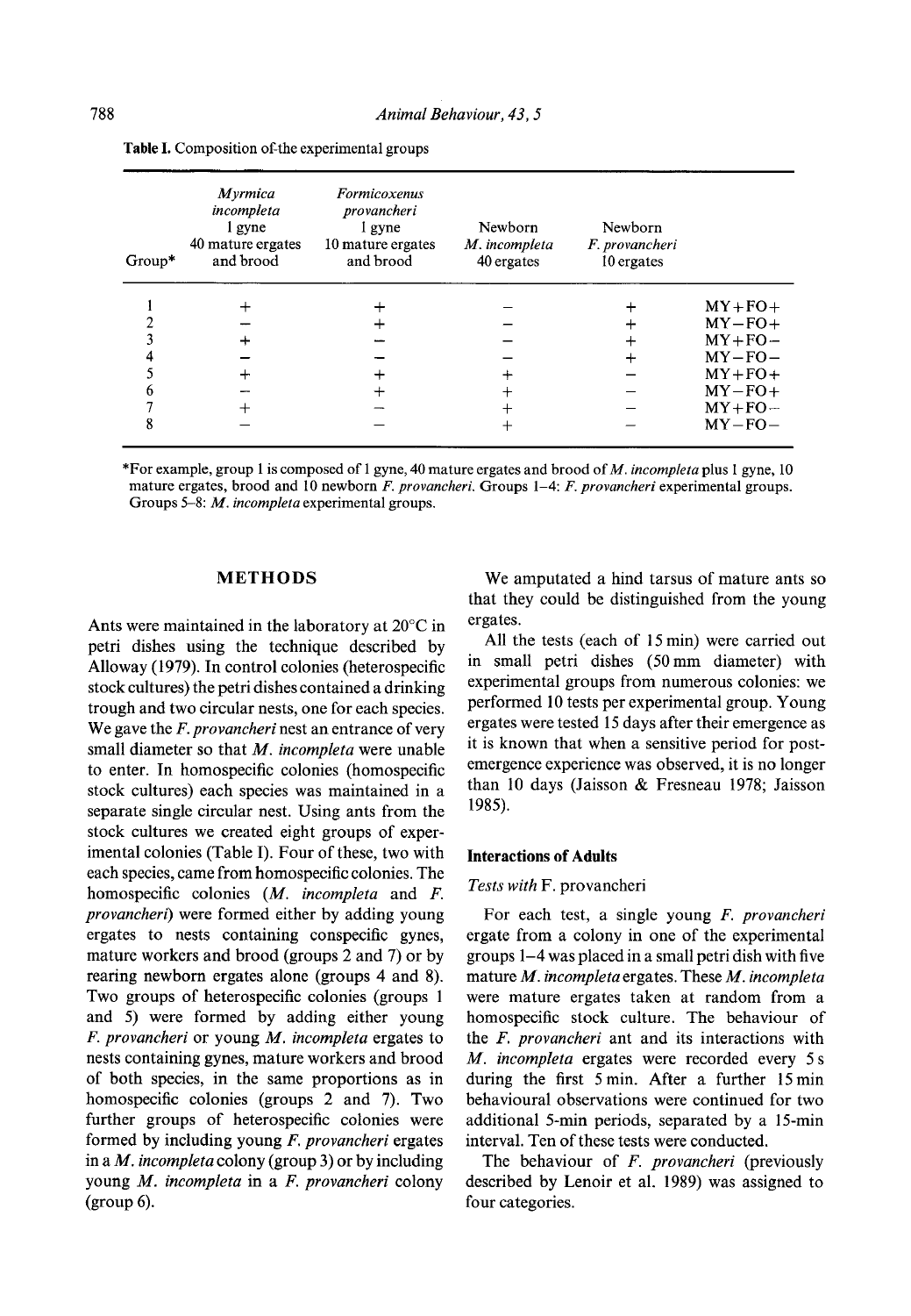**Table I.** Composition of the experimental groups

| Group* | *Myrmica incompleta* 1 gyne 40 mature ergates and brood | *Formicoxenus provancheri* 1 gyne 10 mature ergates and brood | Newborn *M. incompleta* 40 ergates | Newborn *F. provancheri* 10 ergates | |
|---|---|---|---|---|---|
| 1 | + | + | − | + | MY+FO+ |
| 2 | − | + | − | + | MY−FO+ |
| 3 | + | − | − | + | MY+FO− |
| 4 | − | − | − | + | MY−FO− |
| 5 | + | + | + | − | MY+FO+ |
| 6 | − | + | + | − | MY−FO+ |
| 7 | + | − | + | − | MY+FO− |
| 8 | − | − | + | − | MY−FO− |

*For example, group 1 is composed of 1 gyne, 40 mature ergates and brood of *M. incompleta* plus 1 gyne, 10 mature ergates, brood and 10 newborn *F. provancheri*. Groups 1–4: *F. provancheri* experimental groups. Groups 5–8: *M. incompleta* experimental groups.

## METHODS

Ants were maintained in the laboratory at 20°C in petri dishes using the technique described by Alloway (1979). In control colonies (heterospecific stock cultures) the petri dishes contained a drinking trough and two circular nests, one for each species. We gave the *F. provancheri* nest an entrance of very small diameter so that *M. incompleta* were unable to enter. In homospecific colonies (homospecific stock cultures) each species was maintained in a separate single circular nest. Using ants from the stock cultures we created eight groups of experimental colonies (Table I). Four of these, two with each species, came from homospecific colonies. The homospecific colonies (*M. incompleta* and *F. provancheri*) were formed either by adding young ergates to nests containing conspecific gynes, mature workers and brood (groups 2 and 7) or by rearing newborn ergates alone (groups 4 and 8). Two groups of heterospecific colonies (groups 1 and 5) were formed by adding either young *F. provancheri* or young *M. incompleta* ergates to nests containing gynes, mature workers and brood of both species, in the same proportions as in homospecific colonies (groups 2 and 7). Two further groups of heterospecific colonies were formed by including young *F. provancheri* ergates in a *M. incompleta* colony (group 3) or by including young *M. incompleta* in a *F. provancheri* colony (group 6).

We amputated a hind tarsus of mature ants so that they could be distinguished from the young ergates.

All the tests (each of 15 min) were carried out in small petri dishes (50 mm diameter) with experimental groups from numerous colonies: we performed 10 tests per experimental group. Young ergates were tested 15 days after their emergence as it is known that when a sensitive period for post-emergence experience was observed, it is no longer than 10 days (Jaisson & Fresneau 1978; Jaisson 1985).

### Interactions of Adults

#### *Tests with* F. provancheri

For each test, a single young *F. provancheri* ergate from a colony in one of the experimental groups 1–4 was placed in a small petri dish with five mature *M. incompleta* ergates. These *M. incompleta* were mature ergates taken at random from a homospecific stock culture. The behaviour of the *F. provancheri* ant and its interactions with *M. incompleta* ergates were recorded every 5 s during the first 5 min. After a further 15 min behavioural observations were continued for two additional 5-min periods, separated by a 15-min interval. Ten of these tests were conducted.

The behaviour of *F. provancheri* (previously described by Lenoir et al. 1989) was assigned to four categories.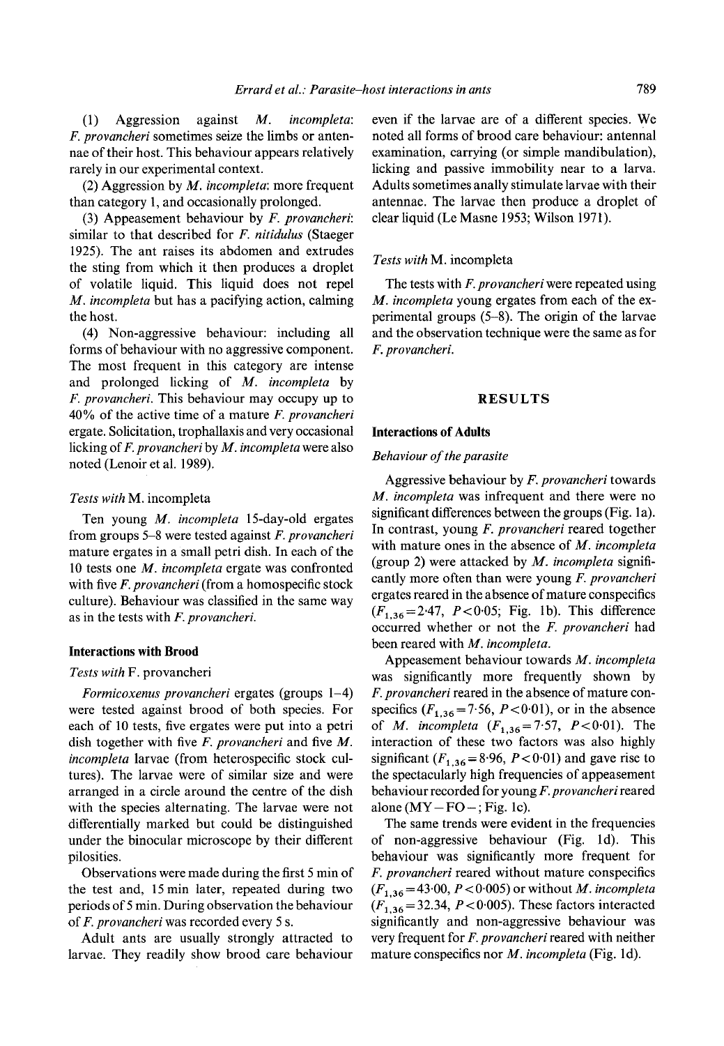(1) Aggression against *M. incompleta*: *F. provancheri* sometimes seize the limbs or antennae of their host. This behaviour appears relatively rarely in our experimental context.

(2) Aggression by *M. incompleta*: more frequent than category 1, and occasionally prolonged.

(3) Appeasement behaviour by *F. provancheri*: similar to that described for *F. nitidulus* (Staeger 1925). The ant raises its abdomen and extrudes the sting from which it then produces a droplet of volatile liquid. This liquid does not repel *M. incompleta* but has a pacifying action, calming the host.

(4) Non-aggressive behaviour: including all forms of behaviour with no aggressive component. The most frequent in this category are intense and prolonged licking of *M. incompleta* by *F. provancheri*. This behaviour may occupy up to 40% of the active time of a mature *F. provancheri* ergate. Solicitation, trophallaxis and very occasional licking of *F. provancheri* by *M. incompleta* were also noted (Lenoir et al. 1989).

### *Tests with* M. incompleta

Ten young *M. incompleta* 15-day-old ergates from groups 5–8 were tested against *F. provancheri* mature ergates in a small petri dish. In each of the 10 tests one *M. incompleta* ergate was confronted with five *F. provancheri* (from a homospecific stock culture). Behaviour was classified in the same way as in the tests with *F. provancheri*.

## Interactions with Brood

### *Tests with* F. provancheri

*Formicoxenus provancheri* ergates (groups 1–4) were tested against brood of both species. For each of 10 tests, five ergates were put into a petri dish together with five *F. provancheri* and five *M. incompleta* larvae (from heterospecific stock cultures). The larvae were of similar size and were arranged in a circle around the centre of the dish with the species alternating. The larvae were not differentially marked but could be distinguished under the binocular microscope by their different pilosities.

Observations were made during the first 5 min of the test and, 15 min later, repeated during two periods of 5 min. During observation the behaviour of *F. provancheri* was recorded every 5 s.

Adult ants are usually strongly attracted to larvae. They readily show brood care behaviour even if the larvae are of a different species. We noted all forms of brood care behaviour: antennal examination, carrying (or simple mandibulation), licking and passive immobility near to a larva. Adults sometimes anally stimulate larvae with their antennae. The larvae then produce a droplet of clear liquid (Le Masne 1953; Wilson 1971).

### *Tests with* M. incompleta

The tests with *F. provancheri* were repeated using *M. incompleta* young ergates from each of the experimental groups (5–8). The origin of the larvae and the observation technique were the same as for *F. provancheri*.

# RESULTS

## Interactions of Adults

### *Behaviour of the parasite*

Aggressive behaviour by *F. provancheri* towards *M. incompleta* was infrequent and there were no significant differences between the groups (Fig. 1a). In contrast, young *F. provancheri* reared together with mature ones in the absence of *M. incompleta* (group 2) were attacked by *M. incompleta* significantly more often than were young *F. provancheri* ergates reared in the absence of mature conspecifics ($F_{1,36}=2{\cdot}47$, $P<0{\cdot}05$; Fig. 1b). This difference occurred whether or not the *F. provancheri* had been reared with *M. incompleta*.

Appeasement behaviour towards *M. incompleta* was significantly more frequently shown by *F. provancheri* reared in the absence of mature conspecifics ($F_{1,36}=7{\cdot}56$, $P<0{\cdot}01$), or in the absence of *M. incompleta* ($F_{1,36}=7{\cdot}57$, $P<0{\cdot}01$). The interaction of these two factors was also highly significant ($F_{1,36}=8{\cdot}96$, $P<0{\cdot}01$) and gave rise to the spectacularly high frequencies of appeasement behaviour recorded for young *F. provancheri* reared alone (MY−FO−; Fig. 1c).

The same trends were evident in the frequencies of non-aggressive behaviour (Fig. 1d). This behaviour was significantly more frequent for *F. provancheri* reared without mature conspecifics ($F_{1,36}=43{\cdot}00$, $P<0{\cdot}005$) or without *M. incompleta* ($F_{1,36}=32.34$, $P<0{\cdot}005$). These factors interacted significantly and non-aggressive behaviour was very frequent for *F. provancheri* reared with neither mature conspecifics nor *M. incompleta* (Fig. 1d).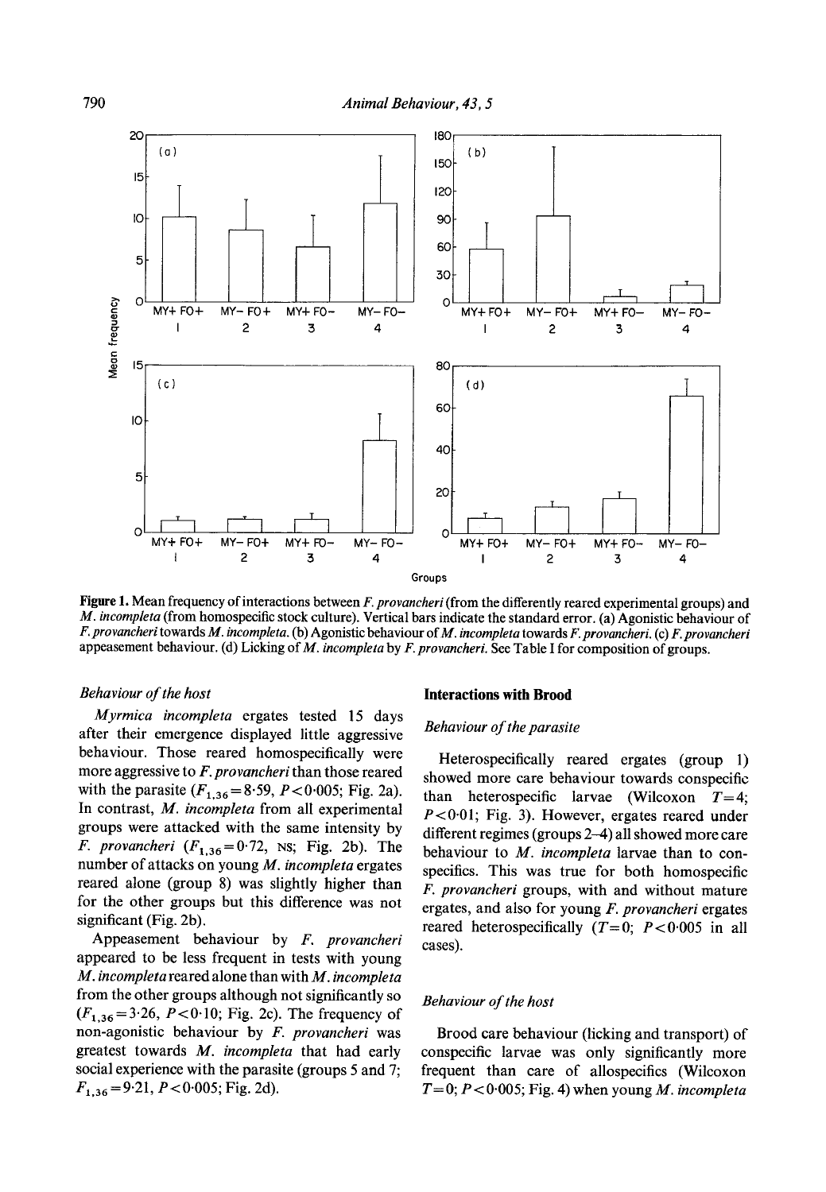Figure 1. Mean frequency of interactions between *F. provancheri* (from the differently reared experimental groups) and *M. incompleta* (from homospecific stock culture). Vertical bars indicate the standard error. (a) Agonistic behaviour of *F. provancheri* towards *M. incompleta*. (b) Agonistic behaviour of *M. incompleta* towards *F. provancheri*. (c) *F. provancheri* appeasement behaviour. (d) Licking of *M. incompleta* by *F. provancheri*. See Table I for composition of groups.

### *Behaviour of the host*

*Myrmica incompleta* ergates tested 15 days after their emergence displayed little aggressive behaviour. Those reared homospecifically were more aggressive to *F. provancheri* than those reared with the parasite ($F_{1,36}=8\cdot59$, $P<0\cdot005$; Fig. 2a). In contrast, *M. incompleta* from all experimental groups were attacked with the same intensity by *F. provancheri* ($F_{1,36}=0\cdot72$, NS; Fig. 2b). The number of attacks on young *M. incompleta* ergates reared alone (group 8) was slightly higher than for the other groups but this difference was not significant (Fig. 2b).

Appeasement behaviour by *F. provancheri* appeared to be less frequent in tests with young *M. incompleta* reared alone than with *M. incompleta* from the other groups although not significantly so ($F_{1,36}=3\cdot26$, $P<0\cdot10$; Fig. 2c). The frequency of non-agonistic behaviour by *F. provancheri* was greatest towards *M. incompleta* that had early social experience with the parasite (groups 5 and 7; $F_{1,36}=9\cdot21$, $P<0\cdot005$; Fig. 2d).

## Interactions with Brood

### *Behaviour of the parasite*

Heterospecifically reared ergates (group 1) showed more care behaviour towards conspecific than heterospecific larvae (Wilcoxon $T=4$; $P<0\cdot01$; Fig. 3). However, ergates reared under different regimes (groups 2–4) all showed more care behaviour to *M. incompleta* larvae than to conspecifics. This was true for both homospecific *F. provancheri* groups, with and without mature ergates, and also for young *F. provancheri* ergates reared heterospecifically ($T=0$; $P<0\cdot005$ in all cases).

### *Behaviour of the host*

Brood care behaviour (licking and transport) of conspecific larvae was only significantly more frequent than care of allospecifics (Wilcoxon $T=0$; $P<0\cdot005$; Fig. 4) when young *M. incompleta*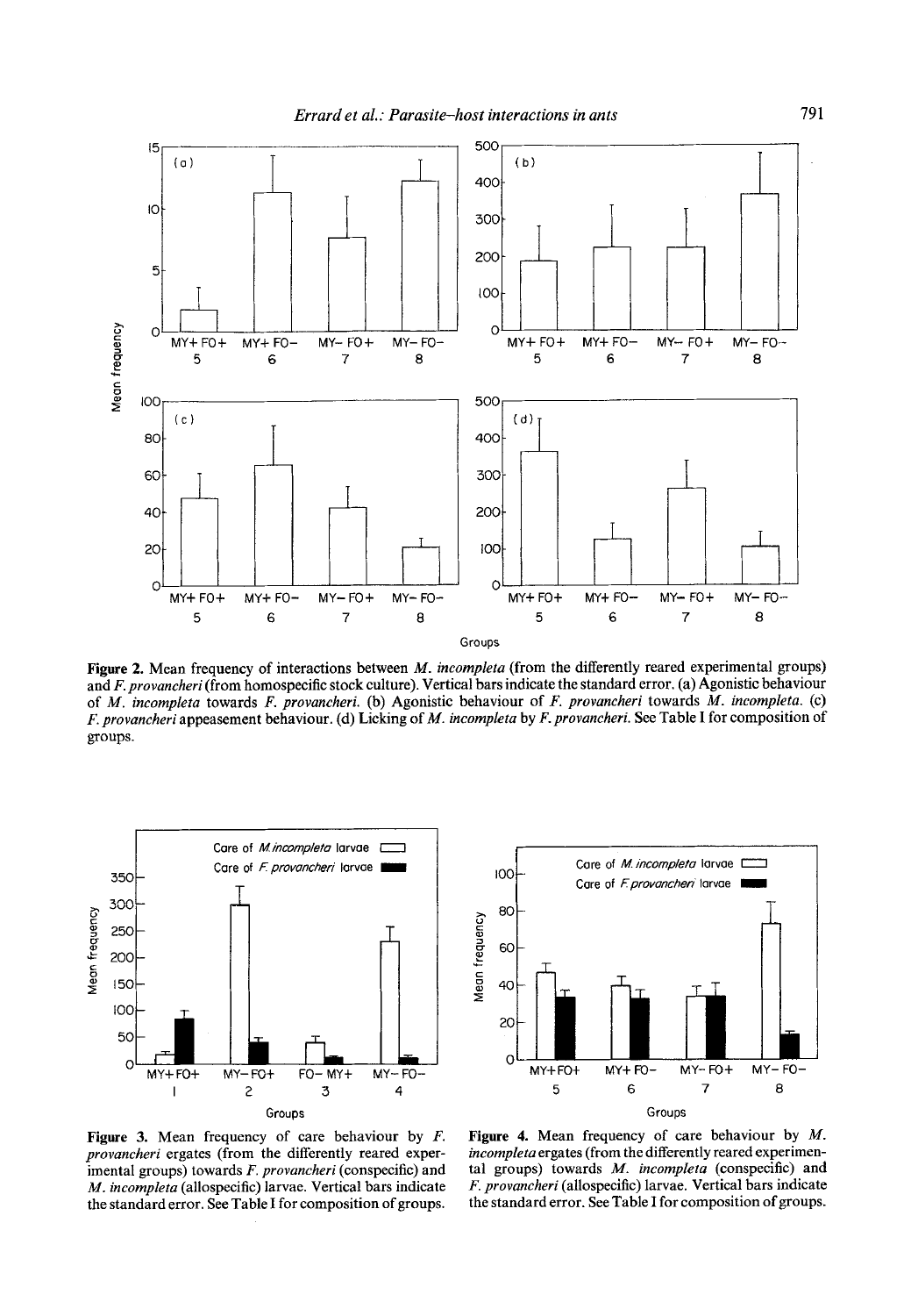Figure 2. Mean frequency of interactions between *M. incompleta* (from the differently reared experimental groups) and *F. provancheri* (from homospecific stock culture). Vertical bars indicate the standard error. (a) Agonistic behaviour of *M. incompleta* towards *F. provancheri*. (b) Agonistic behaviour of *F. provancheri* towards *M. incompleta*. (c) *F. provancheri* appeasement behaviour. (d) Licking of *M. incompleta* by *F. provancheri*. See Table I for composition of groups.

Figure 3. Mean frequency of care behaviour by *F. provancheri* ergates (from the differently reared experimental groups) towards *F. provancheri* (conspecific) and *M. incompleta* (allospecific) larvae. Vertical bars indicate the standard error. See Table I for composition of groups.

Figure 4. Mean frequency of care behaviour by *M. incompleta* ergates (from the differently reared experimental groups) towards *M. incompleta* (conspecific) and *F. provancheri* (allospecific) larvae. Vertical bars indicate the standard error. See Table I for composition of groups.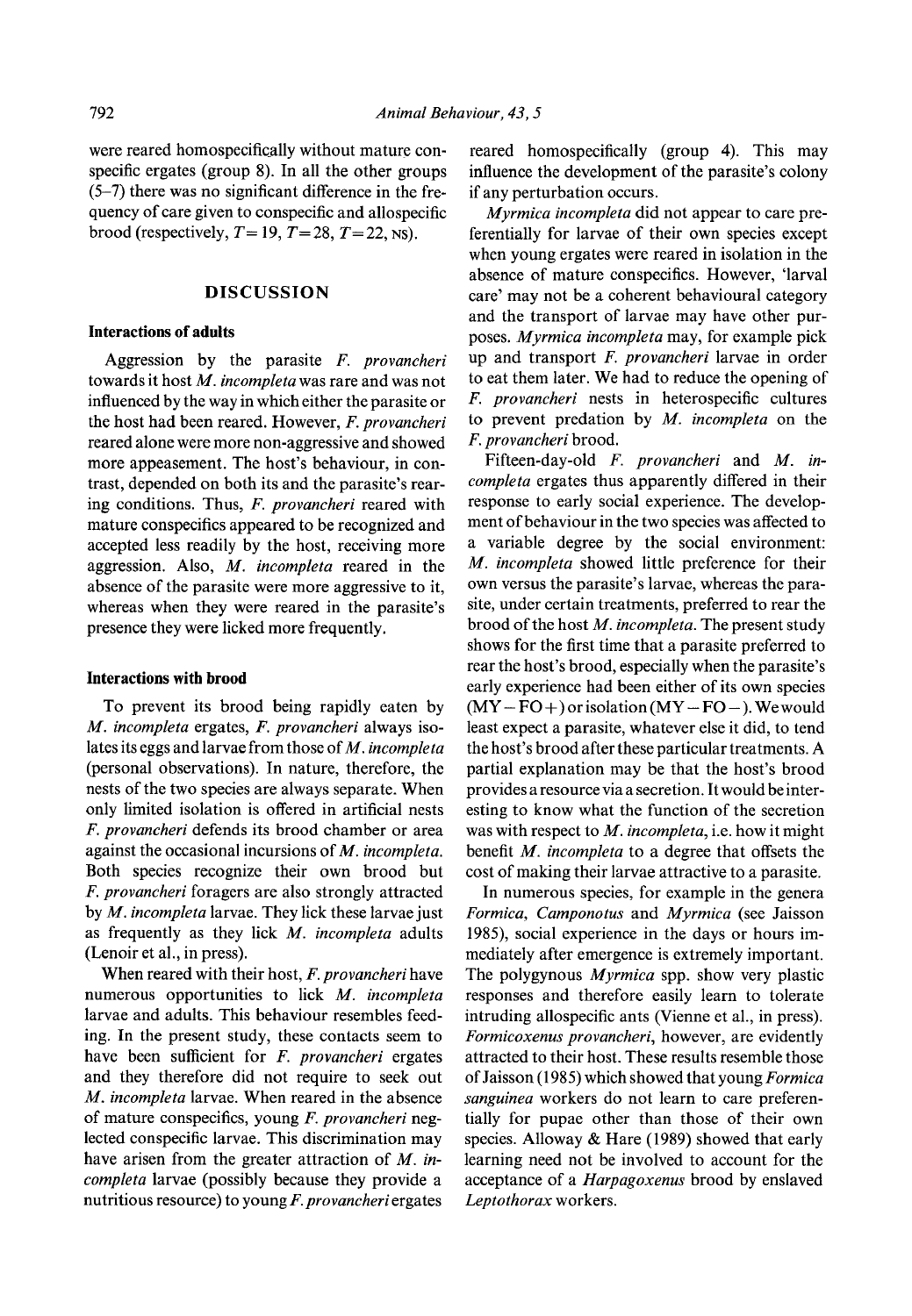were reared homospecifically without mature conspecific ergates (group 8). In all the other groups (5–7) there was no significant difference in the frequency of care given to conspecific and allospecific brood (respectively, $T=19$, $T=28$, $T=22$, NS).

## DISCUSSION

### Interactions of adults

Aggression by the parasite *F. provancheri* towards it host *M. incompleta* was rare and was not influenced by the way in which either the parasite or the host had been reared. However, *F. provancheri* reared alone were more non-aggressive and showed more appeasement. The host's behaviour, in contrast, depended on both its and the parasite's rearing conditions. Thus, *F. provancheri* reared with mature conspecifics appeared to be recognized and accepted less readily by the host, receiving more aggression. Also, *M. incompleta* reared in the absence of the parasite were more aggressive to it, whereas when they were reared in the parasite's presence they were licked more frequently.

### Interactions with brood

To prevent its brood being rapidly eaten by *M. incompleta* ergates, *F. provancheri* always isolates its eggs and larvae from those of *M. incompleta* (personal observations). In nature, therefore, the nests of the two species are always separate. When only limited isolation is offered in artificial nests *F. provancheri* defends its brood chamber or area against the occasional incursions of *M. incompleta*. Both species recognize their own brood but *F. provancheri* foragers are also strongly attracted by *M. incompleta* larvae. They lick these larvae just as frequently as they lick *M. incompleta* adults (Lenoir et al., in press).

When reared with their host, *F. provancheri* have numerous opportunities to lick *M. incompleta* larvae and adults. This behaviour resembles feeding. In the present study, these contacts seem to have been sufficient for *F. provancheri* ergates and they therefore did not require to seek out *M. incompleta* larvae. When reared in the absence of mature conspecifics, young *F. provancheri* neglected conspecific larvae. This discrimination may have arisen from the greater attraction of *M. incompleta* larvae (possibly because they provide a nutritious resource) to young *F. provancheri* ergates reared homospecifically (group 4). This may influence the development of the parasite's colony if any perturbation occurs.

*Myrmica incompleta* did not appear to care preferentially for larvae of their own species except when young ergates were reared in isolation in the absence of mature conspecifics. However, 'larval care' may not be a coherent behavioural category and the transport of larvae may have other purposes. *Myrmica incompleta* may, for example pick up and transport *F. provancheri* larvae in order to eat them later. We had to reduce the opening of *F. provancheri* nests in heterospecific cultures to prevent predation by *M. incompleta* on the *F. provancheri* brood.

Fifteen-day-old *F. provancheri* and *M. incompleta* ergates thus apparently differed in their response to early social experience. The development of behaviour in the two species was affected to a variable degree by the social environment: *M. incompleta* showed little preference for their own versus the parasite's larvae, whereas the parasite, under certain treatments, preferred to rear the brood of the host *M. incompleta*. The present study shows for the first time that a parasite preferred to rear the host's brood, especially when the parasite's early experience had been either of its own species (MY−FO+) or isolation (MY−FO−). We would least expect a parasite, whatever else it did, to tend the host's brood after these particular treatments. A partial explanation may be that the host's brood provides a resource via a secretion. It would be interesting to know what the function of the secretion was with respect to *M. incompleta*, i.e. how it might benefit *M. incompleta* to a degree that offsets the cost of making their larvae attractive to a parasite.

In numerous species, for example in the genera *Formica*, *Camponotus* and *Myrmica* (see Jaisson 1985), social experience in the days or hours immediately after emergence is extremely important. The polygynous *Myrmica* spp. show very plastic responses and therefore easily learn to tolerate intruding allospecific ants (Vienne et al., in press). *Formicoxenus provancheri*, however, are evidently attracted to their host. These results resemble those of Jaisson (1985) which showed that young *Formica sanguinea* workers do not learn to care preferentially for pupae other than those of their own species. Alloway & Hare (1989) showed that early learning need not be involved to account for the acceptance of a *Harpagoxenus* brood by enslaved *Leptothorax* workers.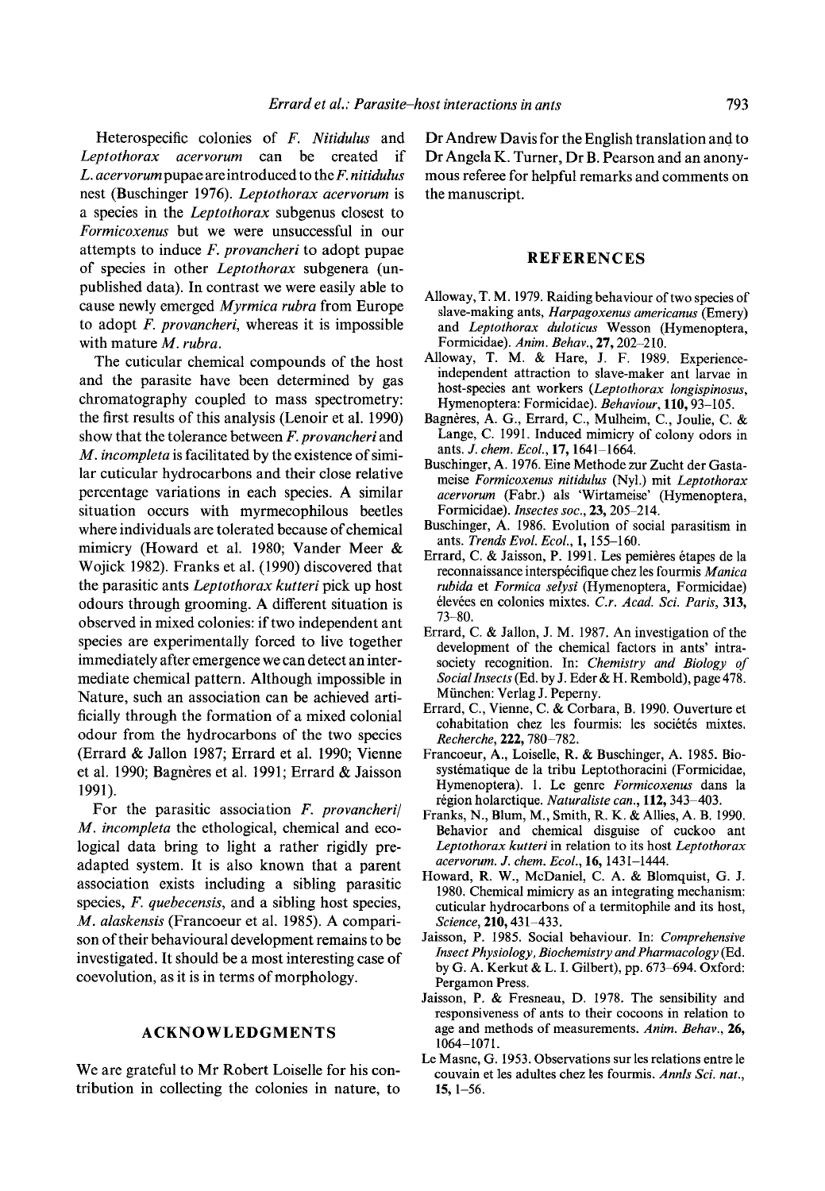Heterospecific colonies of *F. Nitidulus* and *Leptothorax acervorum* can be created if *L. acervorum* pupae are introduced to the *F. nitidulus* nest (Buschinger 1976). *Leptothorax acervorum* is a species in the *Leptothorax* subgenus closest to *Formicoxenus* but we were unsuccessful in our attempts to induce *F. provancheri* to adopt pupae of species in other *Leptothorax* subgenera (unpublished data). In contrast we were easily able to cause newly emerged *Myrmica rubra* from Europe to adopt *F. provancheri*, whereas it is impossible with mature *M. rubra*.

The cuticular chemical compounds of the host and the parasite have been determined by gas chromatography coupled to mass spectrometry: the first results of this analysis (Lenoir et al. 1990) show that the tolerance between *F. provancheri* and *M. incompleta* is facilitated by the existence of similar cuticular hydrocarbons and their close relative percentage variations in each species. A similar situation occurs with myrmecophilous beetles where individuals are tolerated because of chemical mimicry (Howard et al. 1980; Vander Meer & Wojick 1982). Franks et al. (1990) discovered that the parasitic ants *Leptothorax kutteri* pick up host odours through grooming. A different situation is observed in mixed colonies: if two independent ant species are experimentally forced to live together immediately after emergence we can detect an intermediate chemical pattern. Although impossible in Nature, such an association can be achieved artificially through the formation of a mixed colonial odour from the hydrocarbons of the two species (Errard & Jallon 1987; Errard et al. 1990; Vienne et al. 1990; Bagnères et al. 1991; Errard & Jaisson 1991).

For the parasitic association *F. provancheri*/*M. incompleta* the ethological, chemical and ecological data bring to light a rather rigidly pre-adapted system. It is also known that a parent association exists including a sibling parasitic species, *F. quebecensis*, and a sibling host species, *M. alaskensis* (Francoeur et al. 1985). A comparison of their behavioural development remains to be investigated. It should be a most interesting case of coevolution, as it is in terms of morphology.

## ACKNOWLEDGMENTS

We are grateful to Mr Robert Loiselle for his contribution in collecting the colonies in nature, to Dr Andrew Davis for the English translation and to Dr Angela K. Turner, Dr B. Pearson and an anonymous referee for helpful remarks and comments on the manuscript.

## REFERENCES

Alloway, T. M. 1979. Raiding behaviour of two species of slave-making ants, *Harpagoxenus americanus* (Emery) and *Leptothorax duloticus* Wesson (Hymenoptera, Formicidae). *Anim. Behav.*, **27**, 202–210.

Alloway, T. M. & Hare, J. F. 1989. Experience-independent attraction to slave-maker ant larvae in host-species ant workers (*Leptothorax longispinosus*, Hymenoptera: Formicidae). *Behaviour*, **110**, 93–105.

Bagnères, A. G., Errard, C., Mulheim, C., Joulie, C. & Lange, C. 1991. Induced mimicry of colony odors in ants. *J. chem. Ecol.*, **17**, 1641–1664.

Buschinger, A. 1976. Eine Methode zur Zucht der Gastameise *Formicoxenus nitidulus* (Nyl.) mit *Leptothorax acervorum* (Fabr.) als 'Wirtameise' (Hymenoptera, Formicidae). *Insectes soc.*, **23**, 205–214.

Buschinger, A. 1986. Evolution of social parasitism in ants. *Trends Evol. Ecol.*, **1**, 155–160.

Errard, C. & Jaisson, P. 1991. Les pemières étapes de la reconnaissance interspécifique chez les fourmis *Manica rubida* et *Formica selysi* (Hymenoptera, Formicidae) élevées en colonies mixtes. *C.r. Acad. Sci. Paris*, **313**, 73–80.

Errard, C. & Jallon, J. M. 1987. An investigation of the development of the chemical factors in ants' intra-society recognition. In: *Chemistry and Biology of Social Insects* (Ed. by J. Eder & H. Rembold), page 478. München: Verlag J. Peperny.

Errard, C., Vienne, C. & Corbara, B. 1990. Ouverture et cohabitation chez les fourmis: les sociétés mixtes. *Recherche*, **222**, 780–782.

Francoeur, A., Loiselle, R. & Buschinger, A. 1985. Biosystématique de la tribu Leptothoracini (Formicidae, Hymenoptera). 1. Le genre *Formicoxenus* dans la région holarctique. *Naturaliste can.*, **112**, 343–403.

Franks, N., Blum, M., Smith, R. K. & Allies, A. B. 1990. Behavior and chemical disguise of cuckoo ant *Leptothorax kutteri* in relation to its host *Leptothorax acervorum*. *J. chem. Ecol.*, **16**, 1431–1444.

Howard, R. W., McDaniel, C. A. & Blomquist, G. J. 1980. Chemical mimicry as an integrating mechanism: cuticular hydrocarbons of a termitophile and its host, *Science*, **210**, 431–433.

Jaisson, P. 1985. Social behaviour. In: *Comprehensive Insect Physiology, Biochemistry and Pharmacology* (Ed. by G. A. Kerkut & L. I. Gilbert), pp. 673–694. Oxford: Pergamon Press.

Jaisson, P. & Fresneau, D. 1978. The sensibility and responsiveness of ants to their cocoons in relation to age and methods of measurements. *Anim. Behav.*, **26**, 1064–1071.

Le Masne, G. 1953. Observations sur les relations entre le couvain et les adultes chez les fourmis. *Annls Sci. nat.*, **15**, 1–56.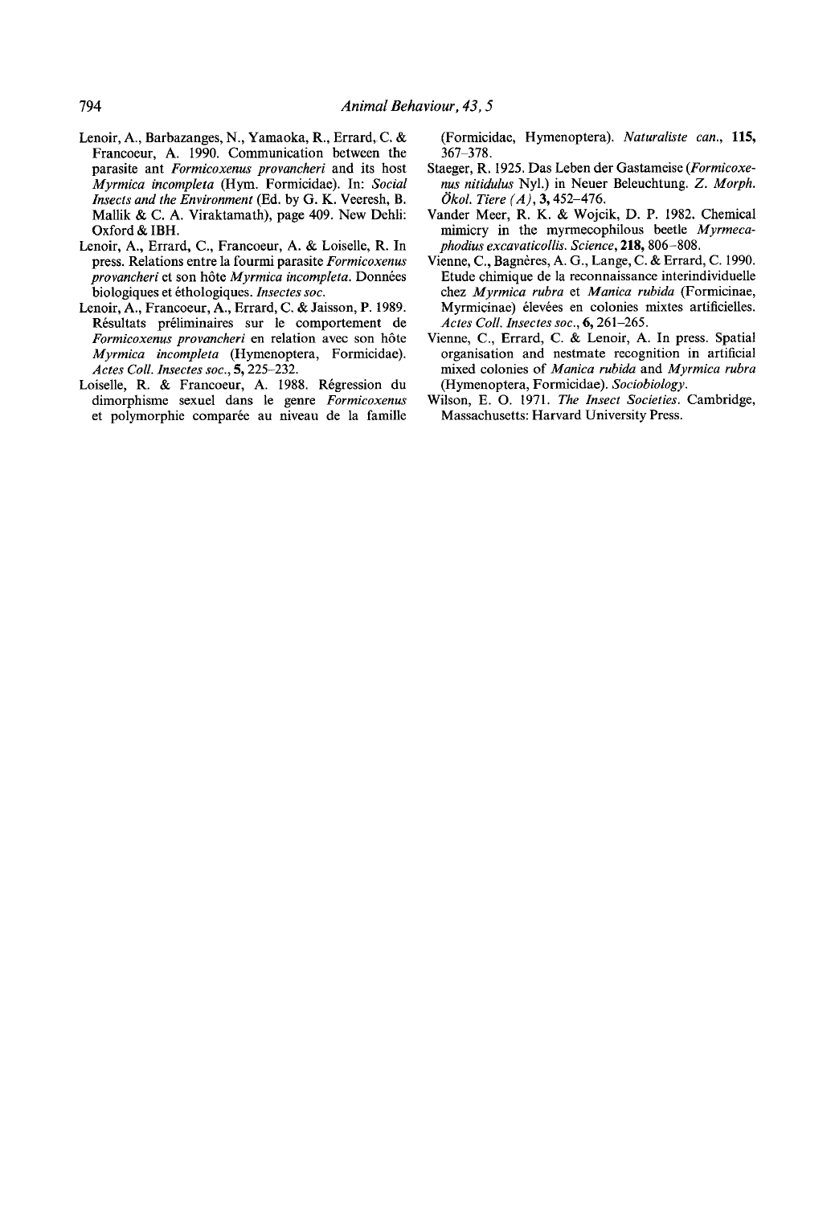Lenoir, A., Barbazanges, N., Yamaoka, R., Errard, C. & Francoeur, A. 1990. Communication between the parasite ant *Formicoxenus provancheri* and its host *Myrmica incompleta* (Hym. Formicidae). In: *Social Insects and the Environment* (Ed. by G. K. Veeresh, B. Mallik & C. A. Viraktamath), page 409. New Dehli: Oxford & IBH.

Lenoir, A., Errard, C., Francoeur, A. & Loiselle, R. In press. Relations entre la fourmi parasite *Formicoxenus provancheri* et son hôte *Myrmica incompleta*. Données biologiques et éthologiques. *Insectes soc.*

Lenoir, A., Francoeur, A., Errard, C. & Jaisson, P. 1989. Résultats préliminaires sur le comportement de *Formicoxenus provancheri* en relation avec son hôte *Myrmica incompleta* (Hymenoptera, Formicidae). *Actes Coll. Insectes soc.*, **5**, 225–232.

Loiselle, R. & Francoeur, A. 1988. Régression du dimorphisme sexuel dans le genre *Formicoxenus* et polymorphie comparée au niveau de la famille (Formicidae, Hymenoptera). *Naturaliste can.*, **115**, 367–378.

Staeger, R. 1925. Das Leben der Gastameise (*Formicoxenus nitidulus* Nyl.) in Neuer Beleuchtung. *Z. Morph. Ökol. Tiere (A)*, **3**, 452–476.

Vander Meer, R. K. & Wojcik, D. P. 1982. Chemical mimicry in the myrmecophilous beetle *Myrmecaphodius excavaticollis*. *Science*, **218**, 806–808.

Vienne, C., Bagnères, A. G., Lange, C. & Errard, C. 1990. Etude chimique de la reconnaissance interindividuelle chez *Myrmica rubra* et *Manica rubida* (Formicinae, Myrmicinae) élevées en colonies mixtes artificielles. *Actes Coll. Insectes soc.*, **6**, 261–265.

Vienne, C., Errard, C. & Lenoir, A. In press. Spatial organisation and nestmate recognition in artificial mixed colonies of *Manica rubida* and *Myrmica rubra* (Hymenoptera, Formicidae). *Sociobiology*.

Wilson, E. O. 1971. *The Insect Societies*. Cambridge, Massachusetts: Harvard University Press.